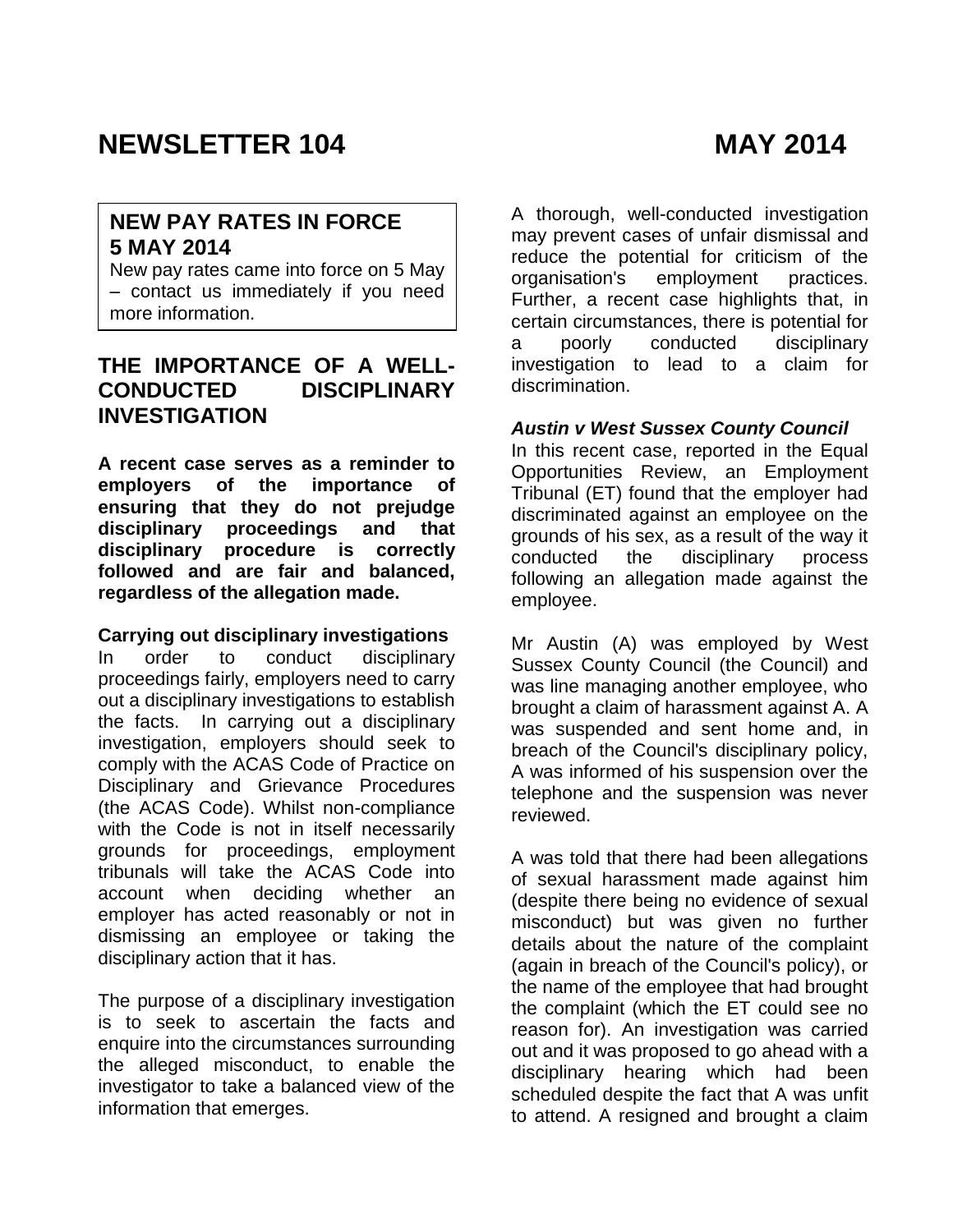# NEWSLETTER 104 MAY 2014

## NEW PAY RATES IN FORCE 5 MAY 2014

New pay rates came into force on 5 May – contact us immediately if you need more information.

## THE IMPORTANCE OF A WELL-CONDUCTED DISCIPLINARY INVESTIGATION

**A recent case serves as a reminder to employers of the importance of ensuring that they do not prejudge disciplinary proceedings and that disciplinary procedure is correctly followed and are fair and balanced, regardless of the allegation made.**

### Carrying out disciplinary investigations

In order to conduct disciplinary proceedings fairly, employers need to carry out a disciplinary investigations to establish the facts. In carrying out a disciplinary investigation, employers should seek to comply with the ACAS Code of Practice on Disciplinary and Grievance Procedures (the ACAS Code). Whilst non-compliance with the Code is not in itself necessarily grounds for proceedings, employment tribunals will take the ACAS Code into account when deciding whether an employer has acted reasonably or not in dismissing an employee or taking the disciplinary action that it has.

The purpose of a disciplinary investigation is to seek to ascertain the facts and enquire into the circumstances surrounding the alleged misconduct, to enable the investigator to take a balanced view of the information that emerges.

A thorough, well-conducted investigation may prevent cases of unfair dismissal and reduce the potential for criticism of the organisation's employment practices. Further, a recent case highlights that, in certain circumstances, there is potential for a poorly conducted disciplinary investigation to lead to a claim for discrimination.

### *Austin v West Sussex County Council*

In this recent case, reported in the Equal Opportunities Review, an Employment Tribunal (ET) found that the employer had discriminated against an employee on the grounds of his sex, as a result of the way it conducted the disciplinary process following an allegation made against the employee.

Mr Austin (A) was employed by West Sussex County Council (the Council) and was line managing another employee, who brought a claim of harassment against A. A was suspended and sent home and, in breach of the Council's disciplinary policy, A was informed of his suspension over the telephone and the suspension was never reviewed.

A was told that there had been allegations of sexual harassment made against him (despite there being no evidence of sexual misconduct) but was given no further details about the nature of the complaint (again in breach of the Council's policy), or the name of the employee that had brought the complaint (which the ET could see no reason for). An investigation was carried out and it was proposed to go ahead with a disciplinary hearing which had been scheduled despite the fact that A was unfit to attend. A resigned and brought a claim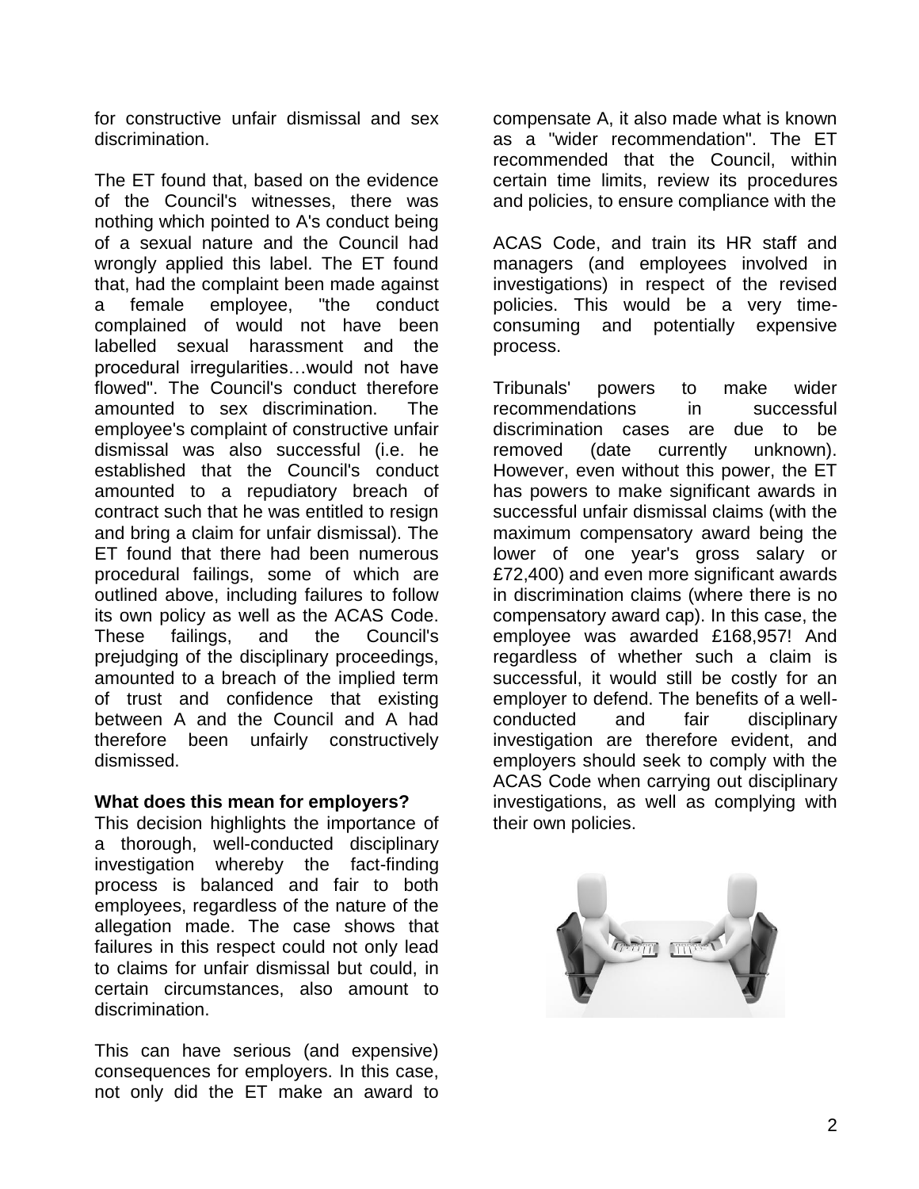for constructive unfair dismissal and sex discrimination.

The ET found that, based on the evidence of the Council's witnesses, there was nothing which pointed to A's conduct being of a sexual nature and the Council had wrongly applied this label. The ET found that, had the complaint been made against a female employee, "the conduct complained of would not have been labelled sexual harassment and the procedural irregularities…would not have flowed". The Council's conduct therefore amounted to sex discrimination. The employee's complaint of constructive unfair dismissal was also successful (i.e. he established that the Council's conduct amounted to a repudiatory breach of contract such that he was entitled to resign and bring a claim for unfair dismissal). The ET found that there had been numerous procedural failings, some of which are outlined above, including failures to follow its own policy as well as the ACAS Code. These failings, and the Council's prejudging of the disciplinary proceedings, amounted to a breach of the implied term of trust and confidence that existing between A and the Council and A had therefore been unfairly constructively dismissed.

**What does this mean for employers?**

This decision highlights the importance of a thorough, well-conducted disciplinary investigation whereby the fact-finding process is balanced and fair to both employees, regardless of the nature of the allegation made. The case shows that failures in this respect could not only lead to claims for unfair dismissal but could, in certain circumstances, also amount to discrimination.

This can have serious (and expensive) consequences for employers. In this case, not only did the ET make an award to compensate A, it also made what is known as a "wider recommendation". The ET recommended that the Council, within certain time limits, review its procedures and policies, to ensure compliance with the ACAS Code, and train its HR staff and managers (and employees involved in investigations) in respect of the revised policies. This would be a very time-consuming and potentially expensive process.

Tribunals' powers to make wider recommendations in successful discrimination cases are due to be removed (date currently unknown). However, even without this power, the ET has powers to make significant awards in successful unfair dismissal claims (with the maximum compensatory award being the lower of one year's gross salary or £72,400) and even more significant awards in discrimination claims (where there is no compensatory award cap). In this case, the employee was awarded £168,957! And regardless of whether such a claim is successful, it would still be costly for an employer to defend. The benefits of a well-conducted and fair disciplinary investigation are therefore evident, and employers should seek to comply with the ACAS Code when carrying out disciplinary investigations, as well as complying with their own policies.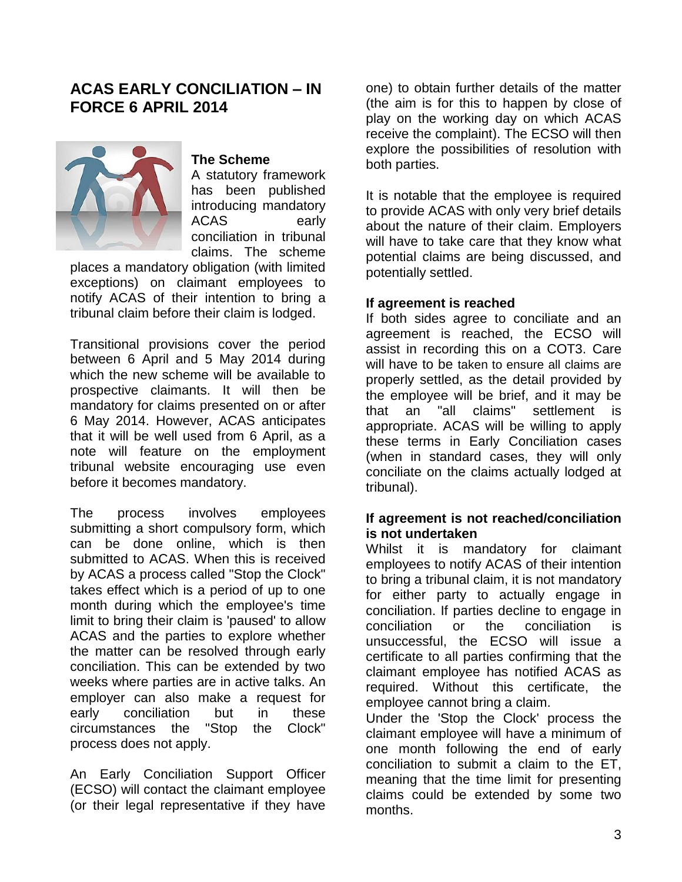## ACAS EARLY CONCILIATION – IN FORCE 6 APRIL 2014

### The Scheme

A statutory framework has been published introducing mandatory ACAS early conciliation in tribunal claims. The scheme places a mandatory obligation (with limited exceptions) on claimant employees to notify ACAS of their intention to bring a tribunal claim before their claim is lodged.

Transitional provisions cover the period between 6 April and 5 May 2014 during which the new scheme will be available to prospective claimants. It will then be mandatory for claims presented on or after 6 May 2014. However, ACAS anticipates that it will be well used from 6 April, as a note will feature on the employment tribunal website encouraging use even before it becomes mandatory.

The process involves employees submitting a short compulsory form, which can be done online, which is then submitted to ACAS. When this is received by ACAS a process called "Stop the Clock" takes effect which is a period of up to one month during which the employee's time limit to bring their claim is 'paused' to allow ACAS and the parties to explore whether the matter can be resolved through early conciliation. This can be extended by two weeks where parties are in active talks. An employer can also make a request for early conciliation but in these circumstances the "Stop the Clock" process does not apply.

An Early Conciliation Support Officer (ECSO) will contact the claimant employee (or their legal representative if they have one) to obtain further details of the matter (the aim is for this to happen by close of play on the working day on which ACAS receive the complaint). The ECSO will then explore the possibilities of resolution with both parties.

It is notable that the employee is required to provide ACAS with only very brief details about the nature of their claim. Employers will have to take care that they know what potential claims are being discussed, and potentially settled.

### If agreement is reached

If both sides agree to conciliate and an agreement is reached, the ECSO will assist in recording this on a COT3. Care will have to be taken to ensure all claims are properly settled, as the detail provided by the employee will be brief, and it may be that an "all claims" settlement is appropriate. ACAS will be willing to apply these terms in Early Conciliation cases (when in standard cases, they will only conciliate on the claims actually lodged at tribunal).

### If agreement is not reached/conciliation is not undertaken

Whilst it is mandatory for claimant employees to notify ACAS of their intention to bring a tribunal claim, it is not mandatory for either party to actually engage in conciliation. If parties decline to engage in conciliation or the conciliation is unsuccessful, the ECSO will issue a certificate to all parties confirming that the claimant employee has notified ACAS as required. Without this certificate, the employee cannot bring a claim.

Under the 'Stop the Clock' process the claimant employee will have a minimum of one month following the end of early conciliation to submit a claim to the ET, meaning that the time limit for presenting claims could be extended by some two months.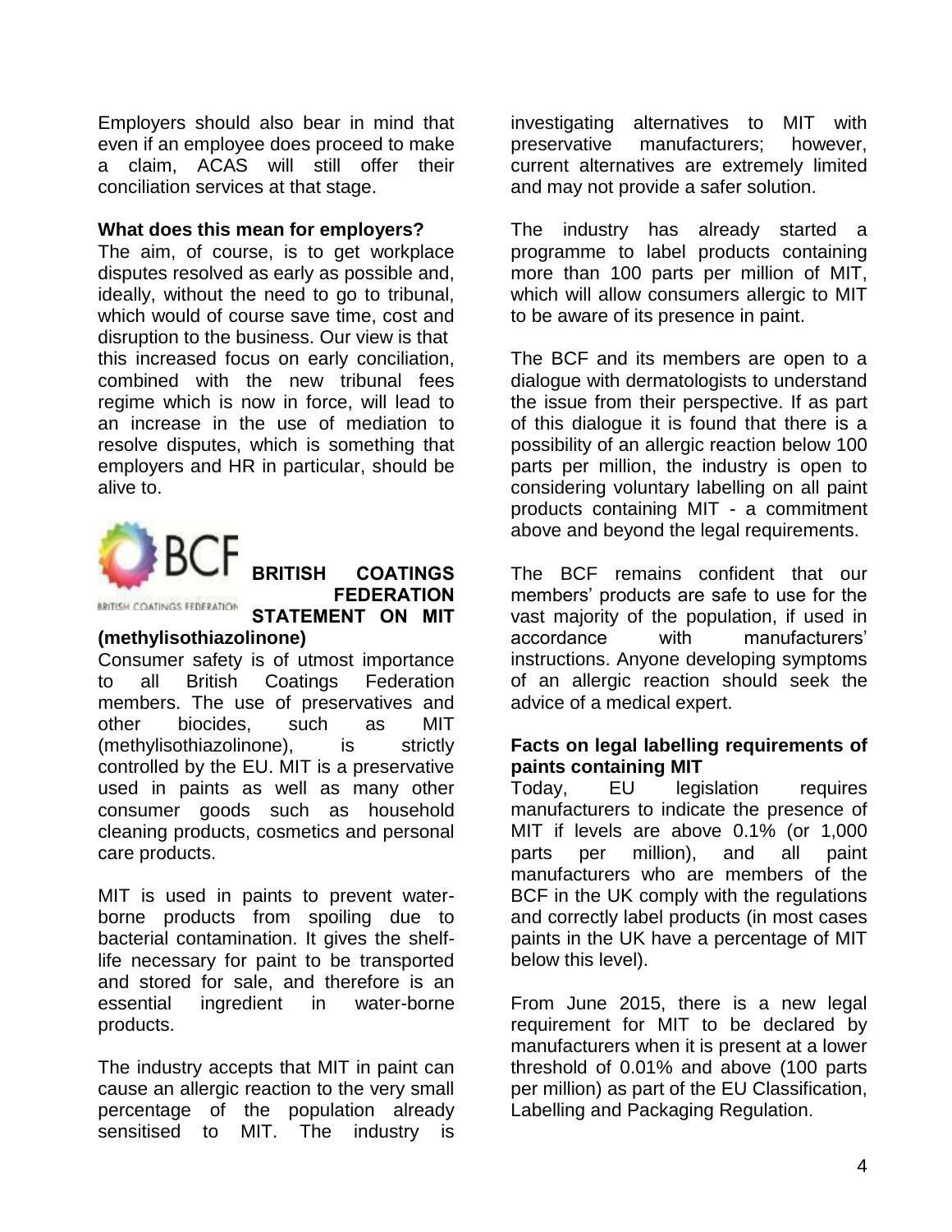Employers should also bear in mind that even if an employee does proceed to make a claim, ACAS will still offer their conciliation services at that stage.

**What does this mean for employers?**

The aim, of course, is to get workplace disputes resolved as early as possible and, ideally, without the need to go to tribunal, which would of course save time, cost and disruption to the business. Our view is that this increased focus on early conciliation, combined with the new tribunal fees regime which is now in force, will lead to an increase in the use of mediation to resolve disputes, which is something that employers and HR in particular, should be alive to.

## BRITISH COATINGS FEDERATION STATEMENT ON MIT (methylisothiazolinone)

Consumer safety is of utmost importance to all British Coatings Federation members. The use of preservatives and other biocides, such as MIT (methylisothiazolinone), is strictly controlled by the EU. MIT is a preservative used in paints as well as many other consumer goods such as household cleaning products, cosmetics and personal care products.

MIT is used in paints to prevent water-borne products from spoiling due to bacterial contamination. It gives the shelf-life necessary for paint to be transported and stored for sale, and therefore is an essential ingredient in water-borne products.

The industry accepts that MIT in paint can cause an allergic reaction to the very small percentage of the population already sensitised to MIT. The industry is investigating alternatives to MIT with preservative manufacturers; however, current alternatives are extremely limited and may not provide a safer solution.

The industry has already started a programme to label products containing more than 100 parts per million of MIT, which will allow consumers allergic to MIT to be aware of its presence in paint.

The BCF and its members are open to a dialogue with dermatologists to understand the issue from their perspective. If as part of this dialogue it is found that there is a possibility of an allergic reaction below 100 parts per million, the industry is open to considering voluntary labelling on all paint products containing MIT - a commitment above and beyond the legal requirements.

The BCF remains confident that our members' products are safe to use for the vast majority of the population, if used in accordance with manufacturers' instructions. Anyone developing symptoms of an allergic reaction should seek the advice of a medical expert.

**Facts on legal labelling requirements of paints containing MIT**

Today, EU legislation requires manufacturers to indicate the presence of MIT if levels are above 0.1% (or 1,000 parts per million), and all paint manufacturers who are members of the BCF in the UK comply with the regulations and correctly label products (in most cases paints in the UK have a percentage of MIT below this level).

From June 2015, there is a new legal requirement for MIT to be declared by manufacturers when it is present at a lower threshold of 0.01% and above (100 parts per million) as part of the EU Classification, Labelling and Packaging Regulation.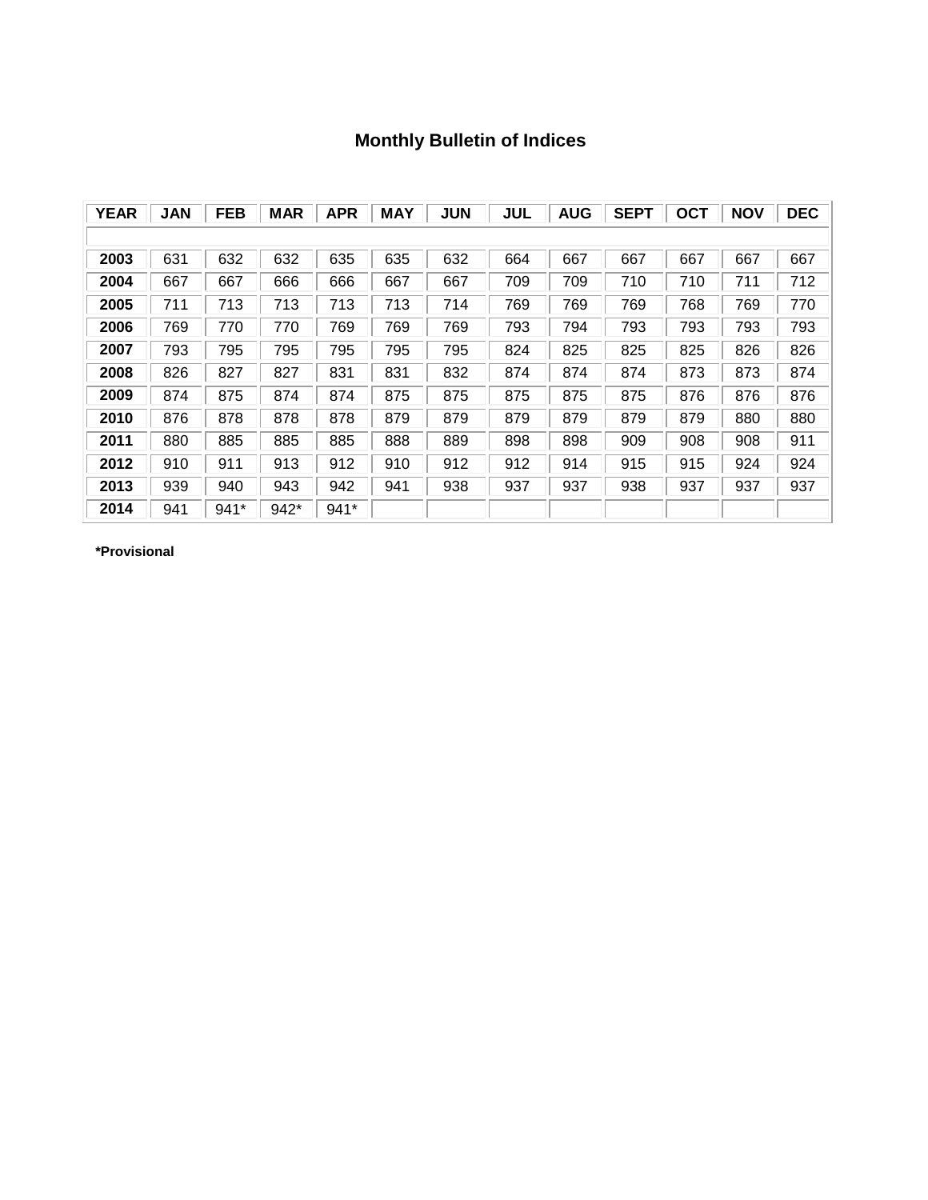# Monthly Bulletin of Indices

| YEAR | JAN | FEB | MAR | APR | MAY | JUN | JUL | AUG | SEPT | OCT | NOV | DEC |
|---|---|---|---|---|---|---|---|---|---|---|---|---|
| 2003 | 631 | 632 | 632 | 635 | 635 | 632 | 664 | 667 | 667 | 667 | 667 | 667 |
| 2004 | 667 | 667 | 666 | 666 | 667 | 667 | 709 | 709 | 710 | 710 | 711 | 712 |
| 2005 | 711 | 713 | 713 | 713 | 713 | 714 | 769 | 769 | 769 | 768 | 769 | 770 |
| 2006 | 769 | 770 | 770 | 769 | 769 | 769 | 793 | 794 | 793 | 793 | 793 | 793 |
| 2007 | 793 | 795 | 795 | 795 | 795 | 795 | 824 | 825 | 825 | 825 | 826 | 826 |
| 2008 | 826 | 827 | 827 | 831 | 831 | 832 | 874 | 874 | 874 | 873 | 873 | 874 |
| 2009 | 874 | 875 | 874 | 874 | 875 | 875 | 875 | 875 | 875 | 876 | 876 | 876 |
| 2010 | 876 | 878 | 878 | 878 | 879 | 879 | 879 | 879 | 879 | 879 | 880 | 880 |
| 2011 | 880 | 885 | 885 | 885 | 888 | 889 | 898 | 898 | 909 | 908 | 908 | 911 |
| 2012 | 910 | 911 | 913 | 912 | 910 | 912 | 912 | 914 | 915 | 915 | 924 | 924 |
| 2013 | 939 | 940 | 943 | 942 | 941 | 938 | 937 | 937 | 938 | 937 | 937 | 937 |
| 2014 | 941 | 941* | 942* | 941* | | | | | | | | |

**\*Provisional**